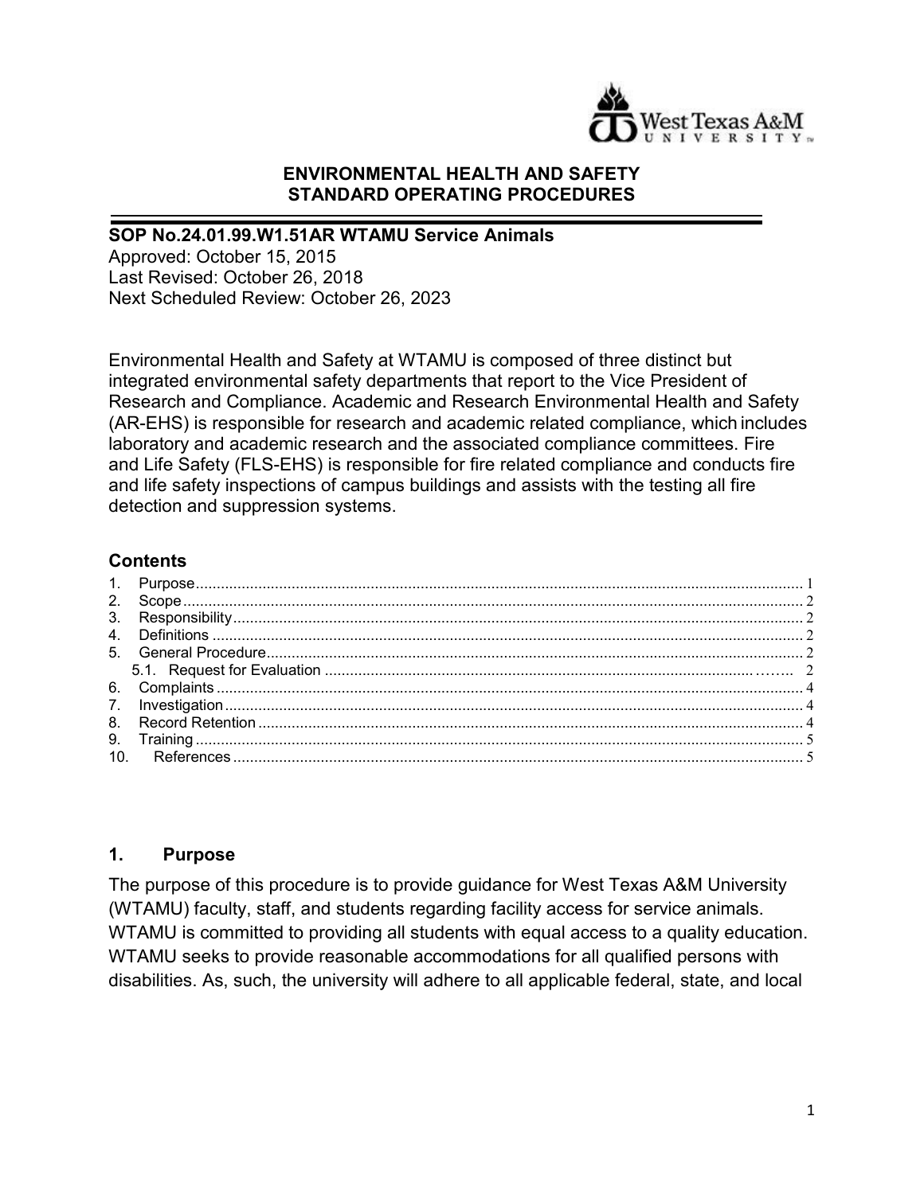**ENVIRONMENTAL HEALTH AND SAFETY**
**STANDARD OPERATING PROCEDURES**

---

**SOP No.24.01.99.W1.51AR WTAMU Service Animals**
Approved: October 15, 2015
Last Revised: October 26, 2018
Next Scheduled Review: October 26, 2023

Environmental Health and Safety at WTAMU is composed of three distinct but integrated environmental safety departments that report to the Vice President of Research and Compliance. Academic and Research Environmental Health and Safety (AR-EHS) is responsible for research and academic related compliance, which includes laboratory and academic research and the associated compliance committees. Fire and Life Safety (FLS-EHS) is responsible for fire related compliance and conducts fire and life safety inspections of campus buildings and assists with the testing all fire detection and suppression systems.

### Contents

1. Purpose ........ 1
2. Scope ........ 2
3. Responsibility ........ 2
4. Definitions ........ 2
5. General Procedure ........ 2
   5.1. Request for Evaluation ........ 2
6. Complaints ........ 4
7. Investigation ........ 4
8. Record Retention ........ 4
9. Training ........ 5
10. References ........ 5

## 1. Purpose

The purpose of this procedure is to provide guidance for West Texas A&M University (WTAMU) faculty, staff, and students regarding facility access for service animals. WTAMU is committed to providing all students with equal access to a quality education. WTAMU seeks to provide reasonable accommodations for all qualified persons with disabilities. As, such, the university will adhere to all applicable federal, state, and local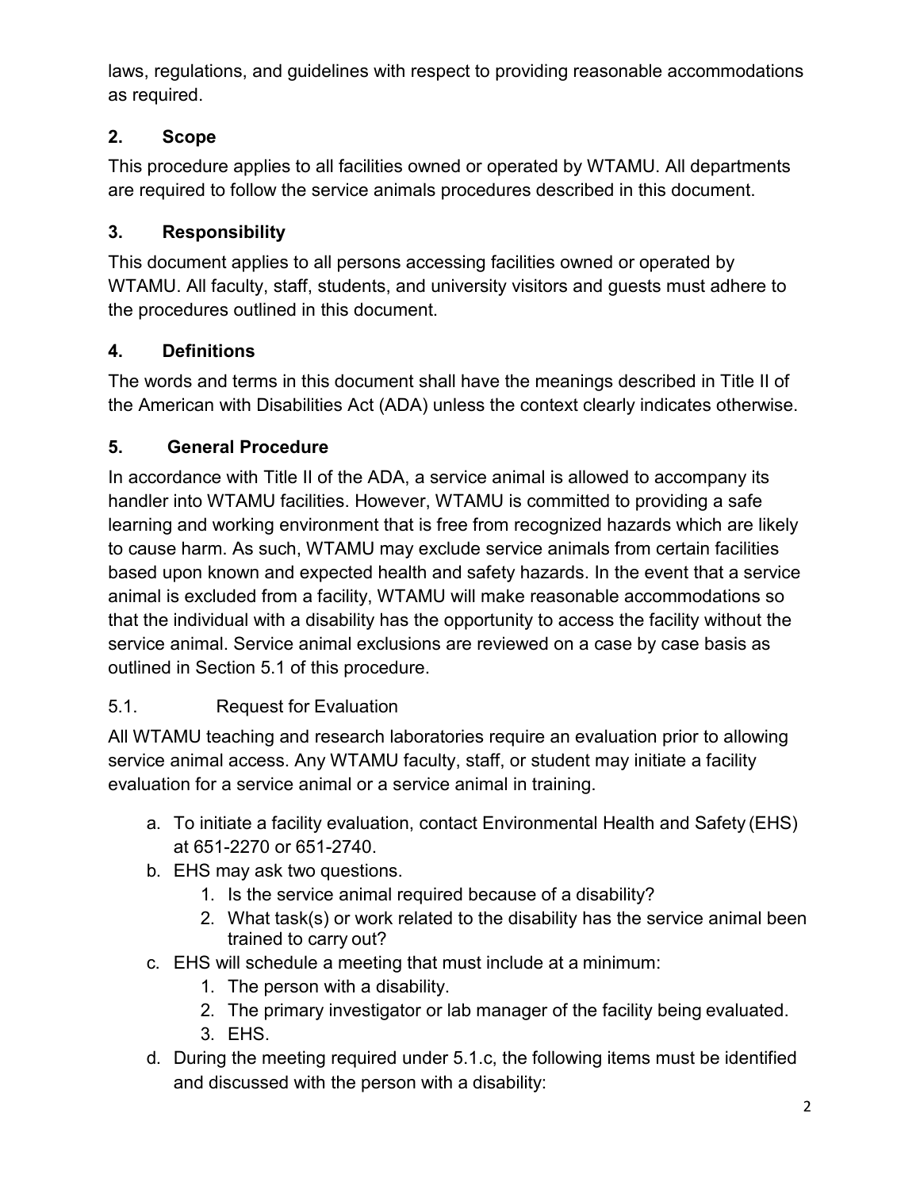laws, regulations, and guidelines with respect to providing reasonable accommodations as required.

## 2. Scope

This procedure applies to all facilities owned or operated by WTAMU. All departments are required to follow the service animals procedures described in this document.

## 3. Responsibility

This document applies to all persons accessing facilities owned or operated by WTAMU. All faculty, staff, students, and university visitors and guests must adhere to the procedures outlined in this document.

## 4. Definitions

The words and terms in this document shall have the meanings described in Title II of the American with Disabilities Act (ADA) unless the context clearly indicates otherwise.

## 5. General Procedure

In accordance with Title II of the ADA, a service animal is allowed to accompany its handler into WTAMU facilities. However, WTAMU is committed to providing a safe learning and working environment that is free from recognized hazards which are likely to cause harm. As such, WTAMU may exclude service animals from certain facilities based upon known and expected health and safety hazards. In the event that a service animal is excluded from a facility, WTAMU will make reasonable accommodations so that the individual with a disability has the opportunity to access the facility without the service animal. Service animal exclusions are reviewed on a case by case basis as outlined in Section 5.1 of this procedure.

### 5.1. Request for Evaluation

All WTAMU teaching and research laboratories require an evaluation prior to allowing service animal access. Any WTAMU faculty, staff, or student may initiate a facility evaluation for a service animal or a service animal in training.

a. To initiate a facility evaluation, contact Environmental Health and Safety (EHS) at 651-2270 or 651-2740.

b. EHS may ask two questions.
    1. Is the service animal required because of a disability?
    2. What task(s) or work related to the disability has the service animal been trained to carry out?

c. EHS will schedule a meeting that must include at a minimum:
    1. The person with a disability.
    2. The primary investigator or lab manager of the facility being evaluated.
    3. EHS.

d. During the meeting required under 5.1.c, the following items must be identified and discussed with the person with a disability: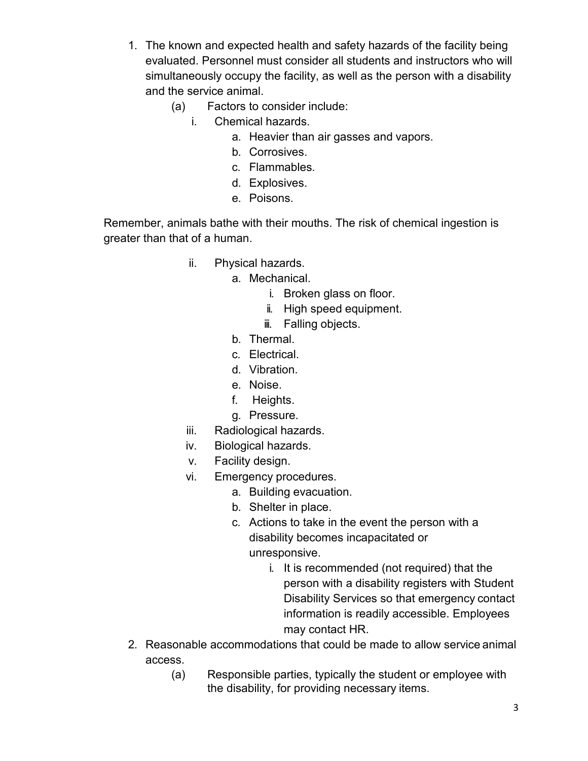1. The known and expected health and safety hazards of the facility being evaluated. Personnel must consider all students and instructors who will simultaneously occupy the facility, as well as the person with a disability and the service animal.
    - (a) Factors to consider include:
        - i. Chemical hazards.
            - a. Heavier than air gasses and vapors.
            - b. Corrosives.
            - c. Flammables.
            - d. Explosives.
            - e. Poisons.

Remember, animals bathe with their mouths. The risk of chemical ingestion is greater than that of a human.

        - ii. Physical hazards.
            - a. Mechanical.
                - i. Broken glass on floor.
                - ii. High speed equipment.
                - iii. Falling objects.
            - b. Thermal.
            - c. Electrical.
            - d. Vibration.
            - e. Noise.
            - f. Heights.
            - g. Pressure.
        - iii. Radiological hazards.
        - iv. Biological hazards.
        - v. Facility design.
        - vi. Emergency procedures.
            - a. Building evacuation.
            - b. Shelter in place.
            - c. Actions to take in the event the person with a disability becomes incapacitated or unresponsive.
                - i. It is recommended (not required) that the person with a disability registers with Student Disability Services so that emergency contact information is readily accessible. Employees may contact HR.
2. Reasonable accommodations that could be made to allow service animal access.
    - (a) Responsible parties, typically the student or employee with the disability, for providing necessary items.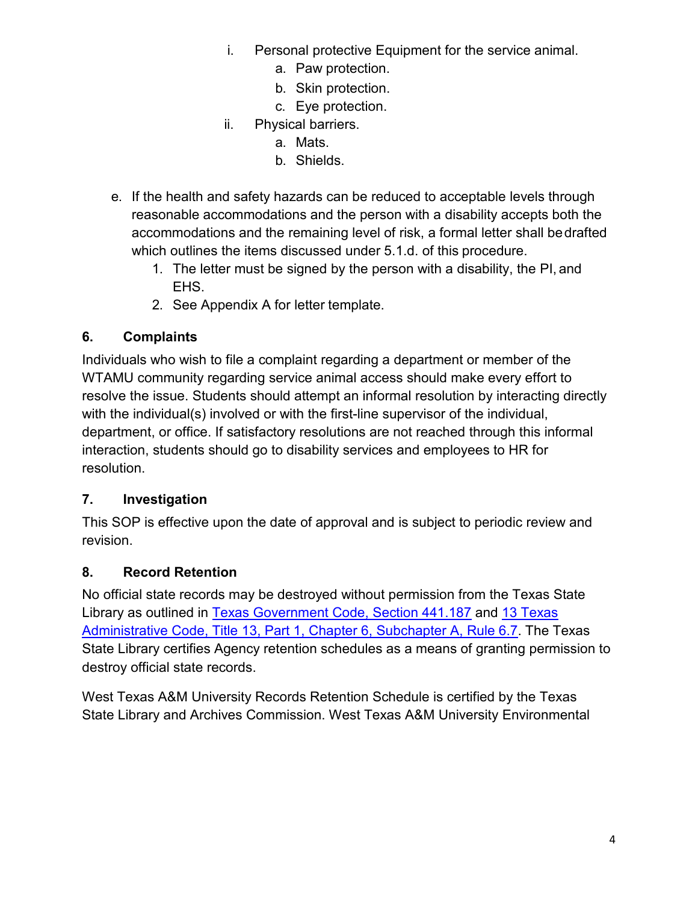i. Personal protective Equipment for the service animal.
    a. Paw protection.
    b. Skin protection.
    c. Eye protection.

ii. Physical barriers.
    a. Mats.
    b. Shields.

e. If the health and safety hazards can be reduced to acceptable levels through reasonable accommodations and the person with a disability accepts both the accommodations and the remaining level of risk, a formal letter shall be drafted which outlines the items discussed under 5.1.d. of this procedure.
    1. The letter must be signed by the person with a disability, the PI, and EHS.
    2. See Appendix A for letter template.

## 6. Complaints

Individuals who wish to file a complaint regarding a department or member of the WTAMU community regarding service animal access should make every effort to resolve the issue. Students should attempt an informal resolution by interacting directly with the individual(s) involved or with the first-line supervisor of the individual, department, or office. If satisfactory resolutions are not reached through this informal interaction, students should go to disability services and employees to HR for resolution.

## 7. Investigation

This SOP is effective upon the date of approval and is subject to periodic review and revision.

## 8. Record Retention

No official state records may be destroyed without permission from the Texas State Library as outlined in Texas Government Code, Section 441.187 and 13 Texas Administrative Code, Title 13, Part 1, Chapter 6, Subchapter A, Rule 6.7. The Texas State Library certifies Agency retention schedules as a means of granting permission to destroy official state records.

West Texas A&M University Records Retention Schedule is certified by the Texas State Library and Archives Commission. West Texas A&M University Environmental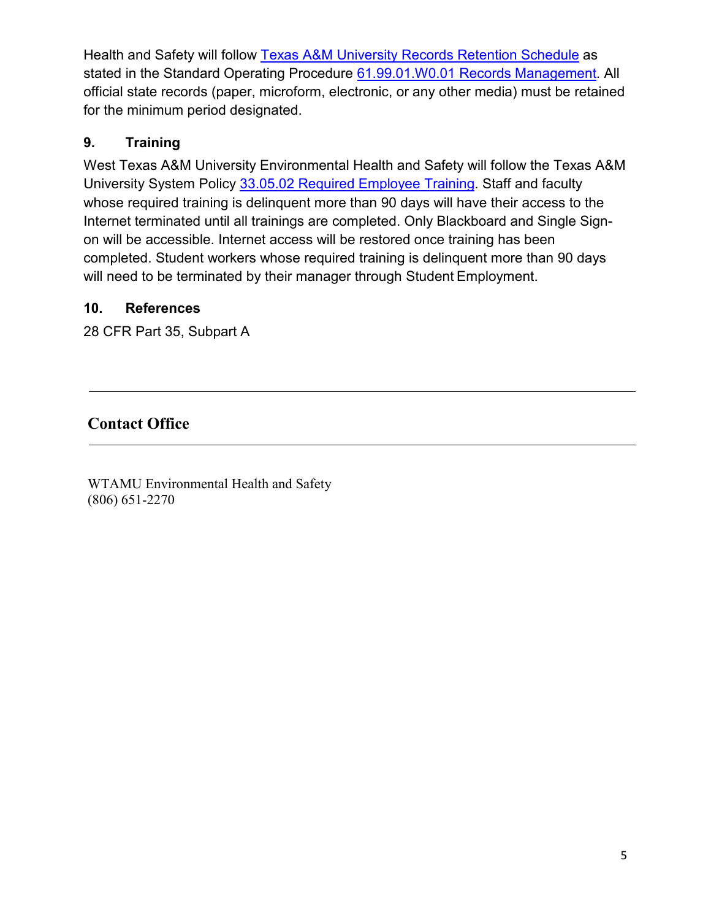Health and Safety will follow [Texas A&M University Records Retention Schedule] as stated in the Standard Operating Procedure [61.99.01.W0.01 Records Management]. All official state records (paper, microform, electronic, or any other media) must be retained for the minimum period designated.

## 9. Training

West Texas A&M University Environmental Health and Safety will follow the Texas A&M University System Policy [33.05.02 Required Employee Training]. Staff and faculty whose required training is delinquent more than 90 days will have their access to the Internet terminated until all trainings are completed. Only Blackboard and Single Sign-on will be accessible. Internet access will be restored once training has been completed. Student workers whose required training is delinquent more than 90 days will need to be terminated by their manager through Student Employment.

## 10. References

28 CFR Part 35, Subpart A

---

## Contact Office

---

WTAMU Environmental Health and Safety
(806) 651-2270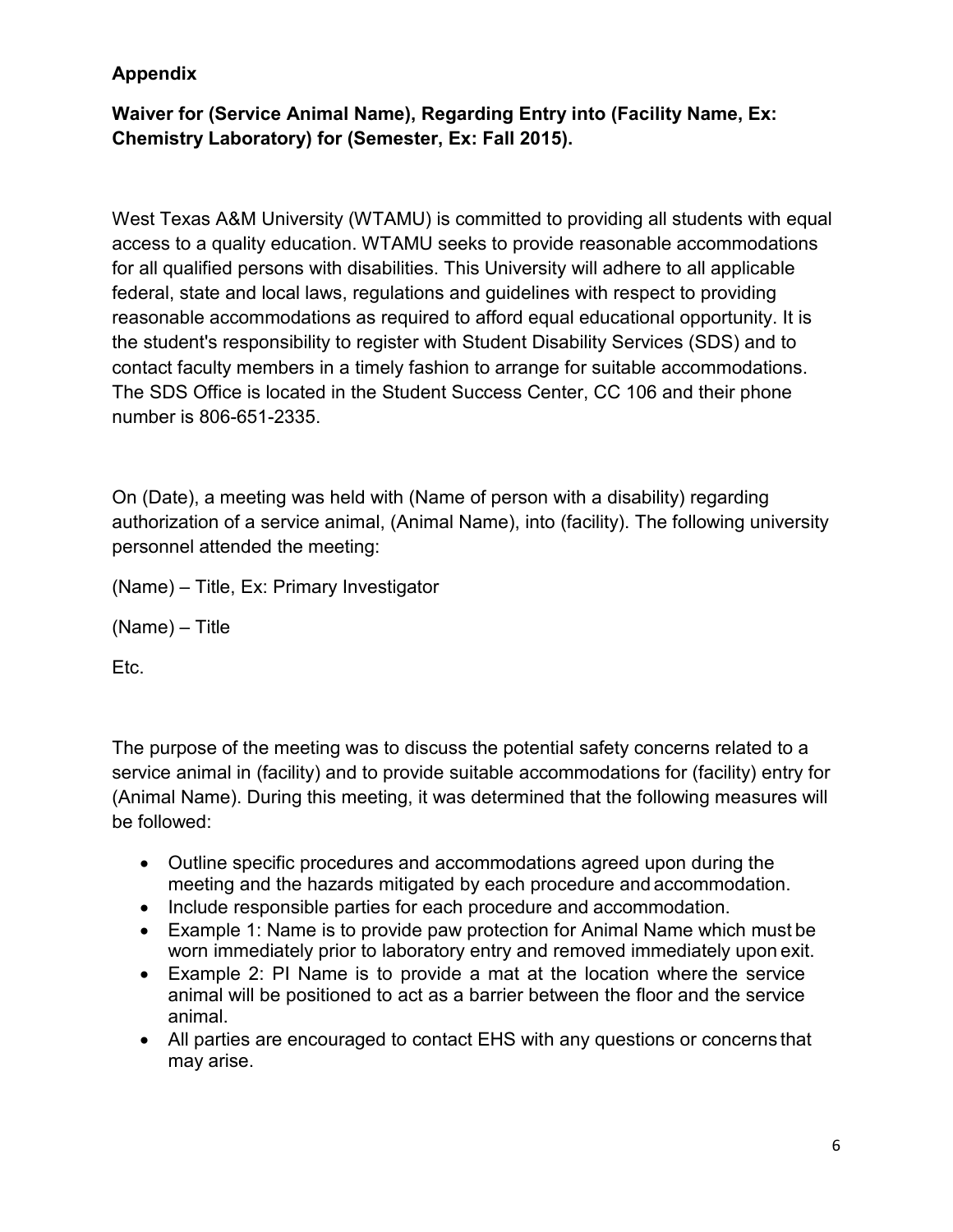**Appendix**

**Waiver for (Service Animal Name), Regarding Entry into (Facility Name, Ex: Chemistry Laboratory) for (Semester, Ex: Fall 2015).**

West Texas A&M University (WTAMU) is committed to providing all students with equal access to a quality education. WTAMU seeks to provide reasonable accommodations for all qualified persons with disabilities. This University will adhere to all applicable federal, state and local laws, regulations and guidelines with respect to providing reasonable accommodations as required to afford equal educational opportunity. It is the student's responsibility to register with Student Disability Services (SDS) and to contact faculty members in a timely fashion to arrange for suitable accommodations. The SDS Office is located in the Student Success Center, CC 106 and their phone number is 806-651-2335.

On (Date), a meeting was held with (Name of person with a disability) regarding authorization of a service animal, (Animal Name), into (facility). The following university personnel attended the meeting:

(Name) – Title, Ex: Primary Investigator

(Name) – Title

Etc.

The purpose of the meeting was to discuss the potential safety concerns related to a service animal in (facility) and to provide suitable accommodations for (facility) entry for (Animal Name). During this meeting, it was determined that the following measures will be followed:

- Outline specific procedures and accommodations agreed upon during the meeting and the hazards mitigated by each procedure and accommodation.
- Include responsible parties for each procedure and accommodation.
- Example 1: Name is to provide paw protection for Animal Name which must be worn immediately prior to laboratory entry and removed immediately upon exit.
- Example 2: PI Name is to provide a mat at the location where the service animal will be positioned to act as a barrier between the floor and the service animal.
- All parties are encouraged to contact EHS with any questions or concerns that may arise.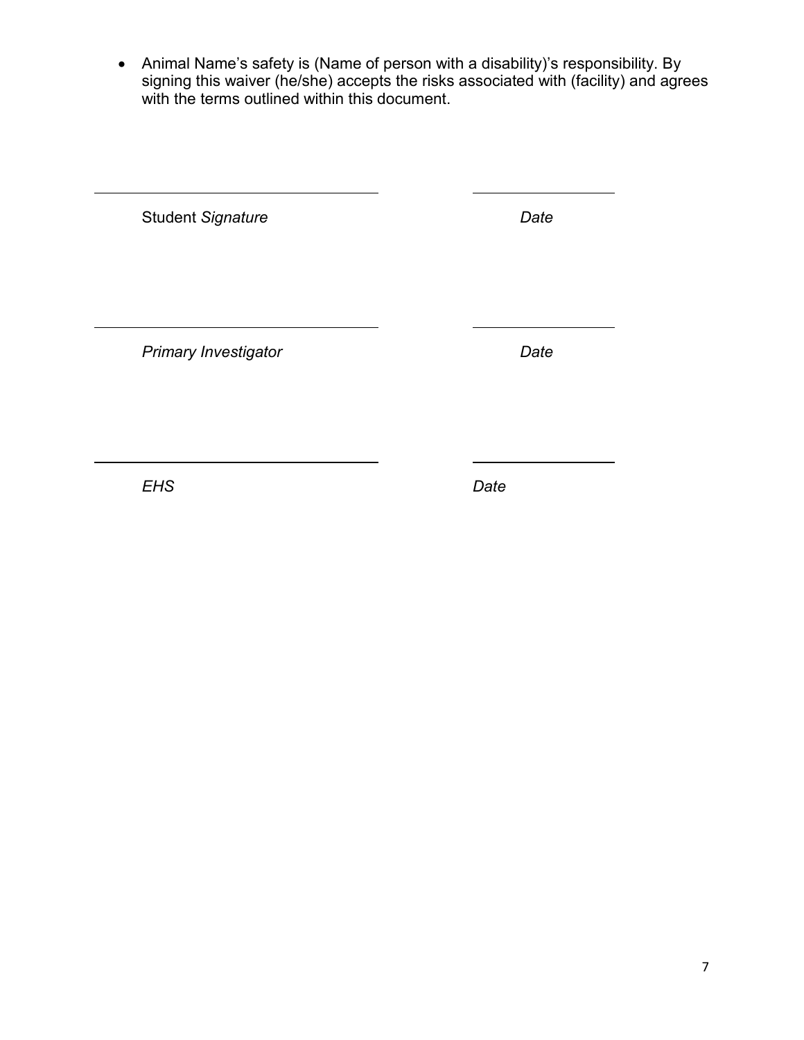- Animal Name's safety is (Name of person with a disability)'s responsibility. By signing this waiver (he/she) accepts the risks associated with (facility) and agrees with the terms outlined within this document.

\_\_\_\_\_\_\_\_\_\_\_\_\_\_\_\_\_\_\_\_\_\_\_\_\_\_\_\_\_\_\_\_\_\_\_\_ \_\_\_\_\_\_\_\_\_\_\_\_\_\_\_\_\_\_

Student *Signature* *Date*

\_\_\_\_\_\_\_\_\_\_\_\_\_\_\_\_\_\_\_\_\_\_\_\_\_\_\_\_\_\_\_\_\_\_\_\_ \_\_\_\_\_\_\_\_\_\_\_\_\_\_\_\_\_\_

*Primary Investigator* *Date*

\_\_\_\_\_\_\_\_\_\_\_\_\_\_\_\_\_\_\_\_\_\_\_\_\_\_\_\_\_\_\_\_\_\_\_\_ \_\_\_\_\_\_\_\_\_\_\_\_\_\_\_\_\_\_

*EHS* *Date*